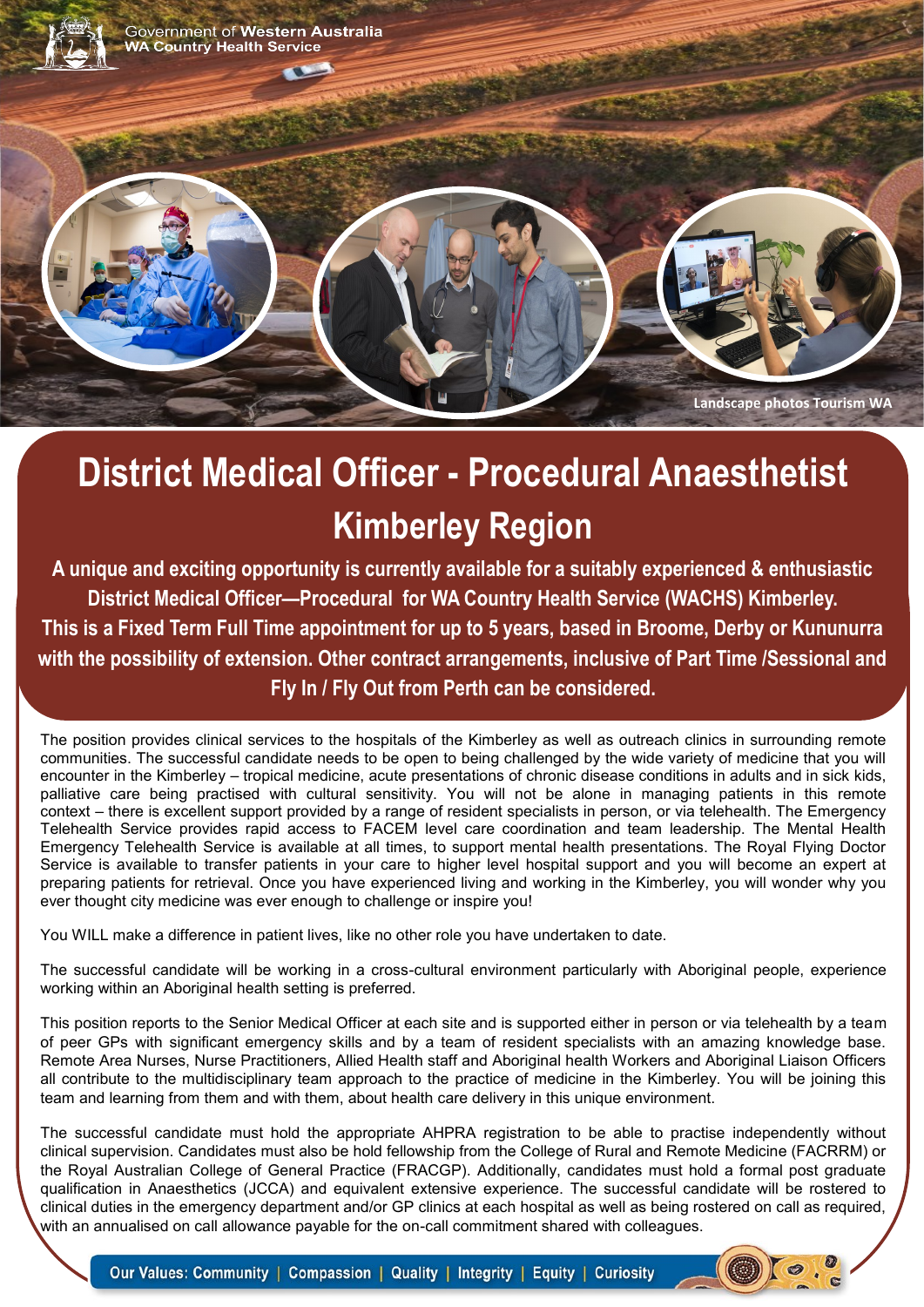Government of **Western Australia**
**WA Country Health Service**

Landscape photos Tourism WA

# District Medical Officer - Procedural Anaesthetist

## Kimberley Region

**A unique and exciting opportunity is currently available for a suitably experienced & enthusiastic District Medical Officer—Procedural for WA Country Health Service (WACHS) Kimberley. This is a Fixed Term Full Time appointment for up to 5 years, based in Broome, Derby or Kununurra with the possibility of extension. Other contract arrangements, inclusive of Part Time /Sessional and Fly In / Fly Out from Perth can be considered.**

The position provides clinical services to the hospitals of the Kimberley as well as outreach clinics in surrounding remote communities. The successful candidate needs to be open to being challenged by the wide variety of medicine that you will encounter in the Kimberley – tropical medicine, acute presentations of chronic disease conditions in adults and in sick kids, palliative care being practised with cultural sensitivity. You will not be alone in managing patients in this remote context – there is excellent support provided by a range of resident specialists in person, or via telehealth. The Emergency Telehealth Service provides rapid access to FACEM level care coordination and team leadership. The Mental Health Emergency Telehealth Service is available at all times, to support mental health presentations. The Royal Flying Doctor Service is available to transfer patients in your care to higher level hospital support and you will become an expert at preparing patients for retrieval. Once you have experienced living and working in the Kimberley, you will wonder why you ever thought city medicine was ever enough to challenge or inspire you!

You WILL make a difference in patient lives, like no other role you have undertaken to date.

The successful candidate will be working in a cross-cultural environment particularly with Aboriginal people, experience working within an Aboriginal health setting is preferred.

This position reports to the Senior Medical Officer at each site and is supported either in person or via telehealth by a team of peer GPs with significant emergency skills and by a team of resident specialists with an amazing knowledge base. Remote Area Nurses, Nurse Practitioners, Allied Health staff and Aboriginal health Workers and Aboriginal Liaison Officers all contribute to the multidisciplinary team approach to the practice of medicine in the Kimberley. You will be joining this team and learning from them and with them, about health care delivery in this unique environment.

The successful candidate must hold the appropriate AHPRA registration to be able to practise independently without clinical supervision. Candidates must also be hold fellowship from the College of Rural and Remote Medicine (FACRRM) or the Royal Australian College of General Practice (FRACGP). Additionally, candidates must hold a formal post graduate qualification in Anaesthetics (JCCA) and equivalent extensive experience. The successful candidate will be rostered to clinical duties in the emergency department and/or GP clinics at each hospital as well as being rostered on call as required, with an annualised on call allowance payable for the on-call commitment shared with colleagues.

**Our Values: Community | Compassion | Quality | Integrity | Equity | Curiosity**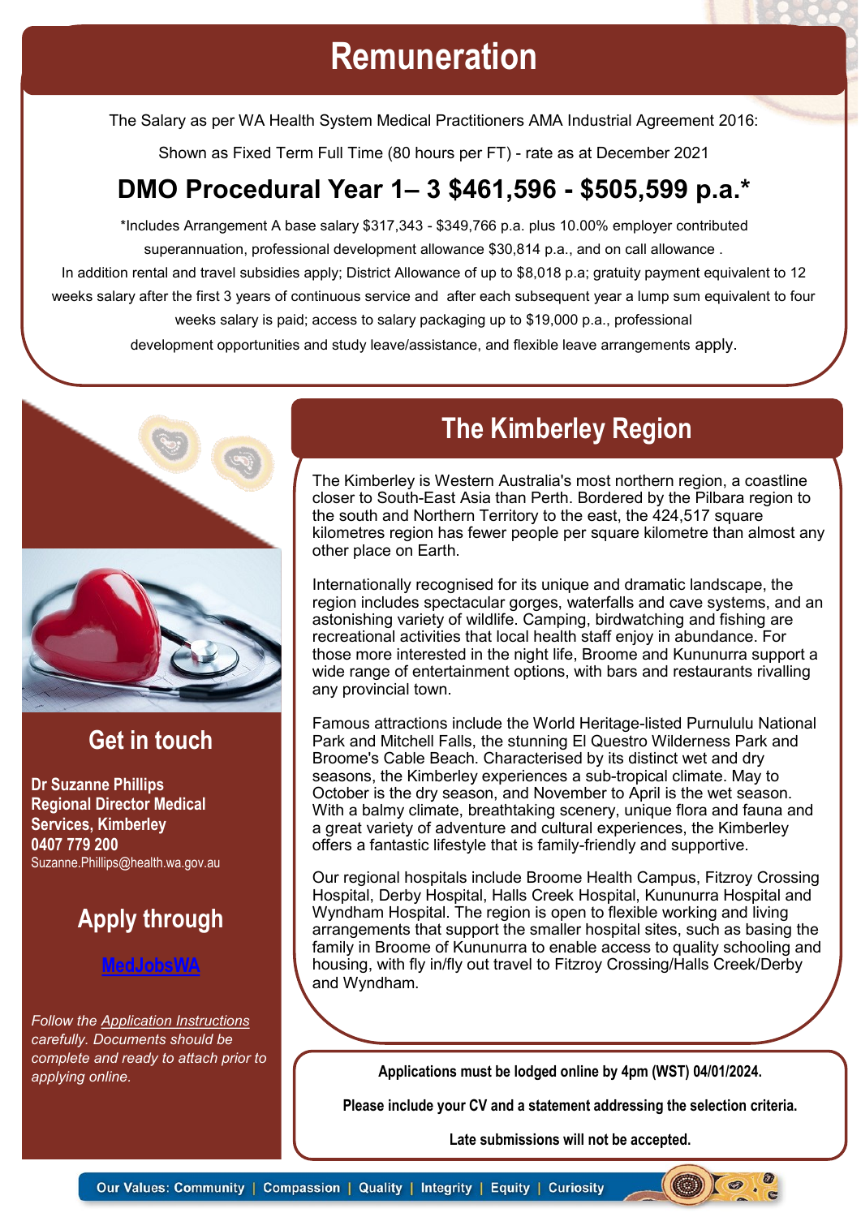# Remuneration

The Salary as per WA Health System Medical Practitioners AMA Industrial Agreement 2016:

Shown as Fixed Term Full Time (80 hours per FT) - rate as at December 2021

## DMO Procedural Year 1– 3 $461,596 - $505,599 p.a.*

*Includes Arrangement A base salary $317,343 - $349,766 p.a. plus 10.00% employer contributed superannuation, professional development allowance $30,814 p.a., and on call allowance .
In addition rental and travel subsidies apply; District Allowance of up to $8,018 p.a; gratuity payment equivalent to 12 weeks salary after the first 3 years of continuous service and after each subsequent year a lump sum equivalent to four weeks salary is paid; access to salary packaging up to $19,000 p.a., professional development opportunities and study leave/assistance, and flexible leave arrangements apply.

## Get in touch

**Dr Suzanne Phillips**
**Regional Director Medical Services, Kimberley**
**0407 779 200**
Suzanne.Phillips@health.wa.gov.au

## Apply through

**MedJobsWA**

*Follow the Application Instructions carefully. Documents should be complete and ready to attach prior to applying online.*

## The Kimberley Region

The Kimberley is Western Australia's most northern region, a coastline closer to South-East Asia than Perth. Bordered by the Pilbara region to the south and Northern Territory to the east, the 424,517 square kilometres region has fewer people per square kilometre than almost any other place on Earth.

Internationally recognised for its unique and dramatic landscape, the region includes spectacular gorges, waterfalls and cave systems, and an astonishing variety of wildlife. Camping, birdwatching and fishing are recreational activities that local health staff enjoy in abundance. For those more interested in the night life, Broome and Kununurra support a wide range of entertainment options, with bars and restaurants rivalling any provincial town.

Famous attractions include the World Heritage-listed Purnululu National Park and Mitchell Falls, the stunning El Questro Wilderness Park and Broome's Cable Beach. Characterised by its distinct wet and dry seasons, the Kimberley experiences a sub-tropical climate. May to October is the dry season, and November to April is the wet season. With a balmy climate, breathtaking scenery, unique flora and fauna and a great variety of adventure and cultural experiences, the Kimberley offers a fantastic lifestyle that is family-friendly and supportive.

Our regional hospitals include Broome Health Campus, Fitzroy Crossing Hospital, Derby Hospital, Halls Creek Hospital, Kununurra Hospital and Wyndham Hospital. The region is open to flexible working and living arrangements that support the smaller hospital sites, such as basing the family in Broome of Kununurra to enable access to quality schooling and housing, with fly in/fly out travel to Fitzroy Crossing/Halls Creek/Derby and Wyndham.

**Applications must be lodged online by 4pm (WST) 04/01/2024.**

**Please include your CV and a statement addressing the selection criteria.**

**Late submissions will not be accepted.**

Our Values: Community | Compassion | Quality | Integrity | Equity | Curiosity